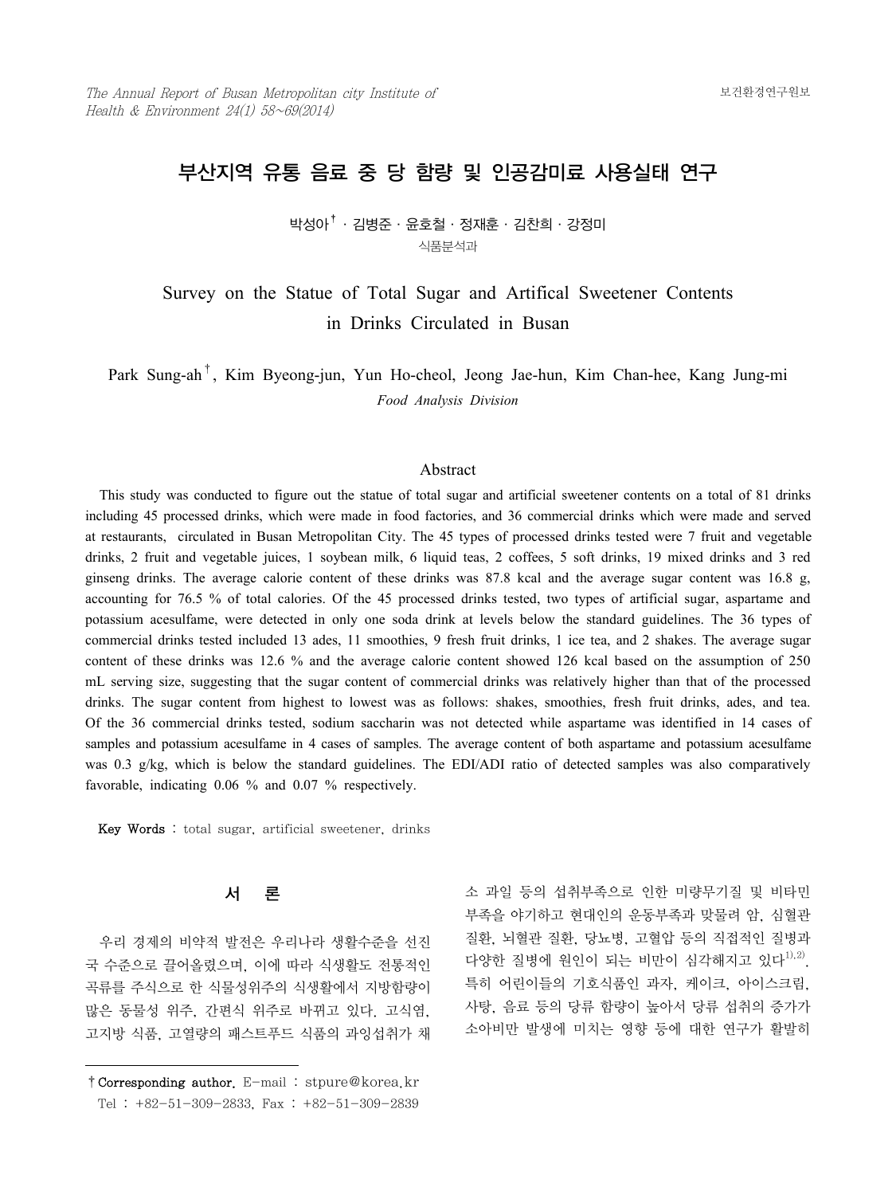# 부산지역 유통 음료 중 당 함량 및 인공감미료 사용실태 연구

박성아[†] · 김병준 · 윤호철 · 정재훈 · 김찬희 · 강정미

식품분석과

# Survey on the Statue of Total Sugar and Artifical Sweetener Contents in Drinks Circulated in Busan

Park Sung-ah[†], Kim Byeong-jun, Yun Ho-cheol, Jeong Jae-hun, Kim Chan-hee, Kang Jung-mi

*Food Analysis Division*

## Abstract

This study was conducted to figure out the statue of total sugar and artificial sweetener contents on a total of 81 drinks including 45 processed drinks, which were made in food factories, and 36 commercial drinks which were made and served at restaurants, circulated in Busan Metropolitan City. The 45 types of processed drinks tested were 7 fruit and vegetable drinks, 2 fruit and vegetable juices, 1 soybean milk, 6 liquid teas, 2 coffees, 5 soft drinks, 19 mixed drinks and 3 red ginseng drinks. The average calorie content of these drinks was 87.8 kcal and the average sugar content was 16.8 g, accounting for 76.5 % of total calories. Of the 45 processed drinks tested, two types of artificial sugar, aspartame and potassium acesulfame, were detected in only one soda drink at levels below the standard guidelines. The 36 types of commercial drinks tested included 13 ades, 11 smoothies, 9 fresh fruit drinks, 1 ice tea, and 2 shakes. The average sugar content of these drinks was 12.6 % and the average calorie content showed 126 kcal based on the assumption of 250 mL serving size, suggesting that the sugar content of commercial drinks was relatively higher than that of the processed drinks. The sugar content from highest to lowest was as follows: shakes, smoothies, fresh fruit drinks, ades, and tea. Of the 36 commercial drinks tested, sodium saccharin was not detected while aspartame was identified in 14 cases of samples and potassium acesulfame in 4 cases of samples. The average content of both aspartame and potassium acesulfame was 0.3 g/kg, which is below the standard guidelines. The EDI/ADI ratio of detected samples was also comparatively favorable, indicating 0.06 % and 0.07 % respectively.

**Key Words** : total sugar, artificial sweetener, drinks

## 서 론

우리 경제의 비약적 발전은 우리나라 생활수준을 선진국 수준으로 끌어올렸으며, 이에 따라 식생활도 전통적인 곡류를 주식으로 한 식물성위주의 식생활에서 지방함량이 많은 동물성 위주, 간편식 위주로 바뀌고 있다. 고식염, 고지방 식품, 고열량의 패스트푸드 식품의 과잉섭취가 채소 과일 등의 섭취부족으로 인한 미량무기질 및 비타민 부족을 야기하고 현대인의 운동부족과 맞물려 암, 심혈관 질환, 뇌혈관 질환, 당뇨병, 고혈압 등의 직접적인 질병과 다양한 질병에 원인이 되는 비만이 심각해지고 있다[1),2)]. 특히 어린이들의 기호식품인 과자, 케이크, 아이스크림, 사탕, 음료 등의 당류 함량이 높아서 당류 섭취의 증가가 소아비만 발생에 미치는 영향 등에 대한 연구가 활발히

† **Corresponding author.** E-mail : stpure@korea.kr
Tel : +82-51-309-2833, Fax : +82-51-309-2839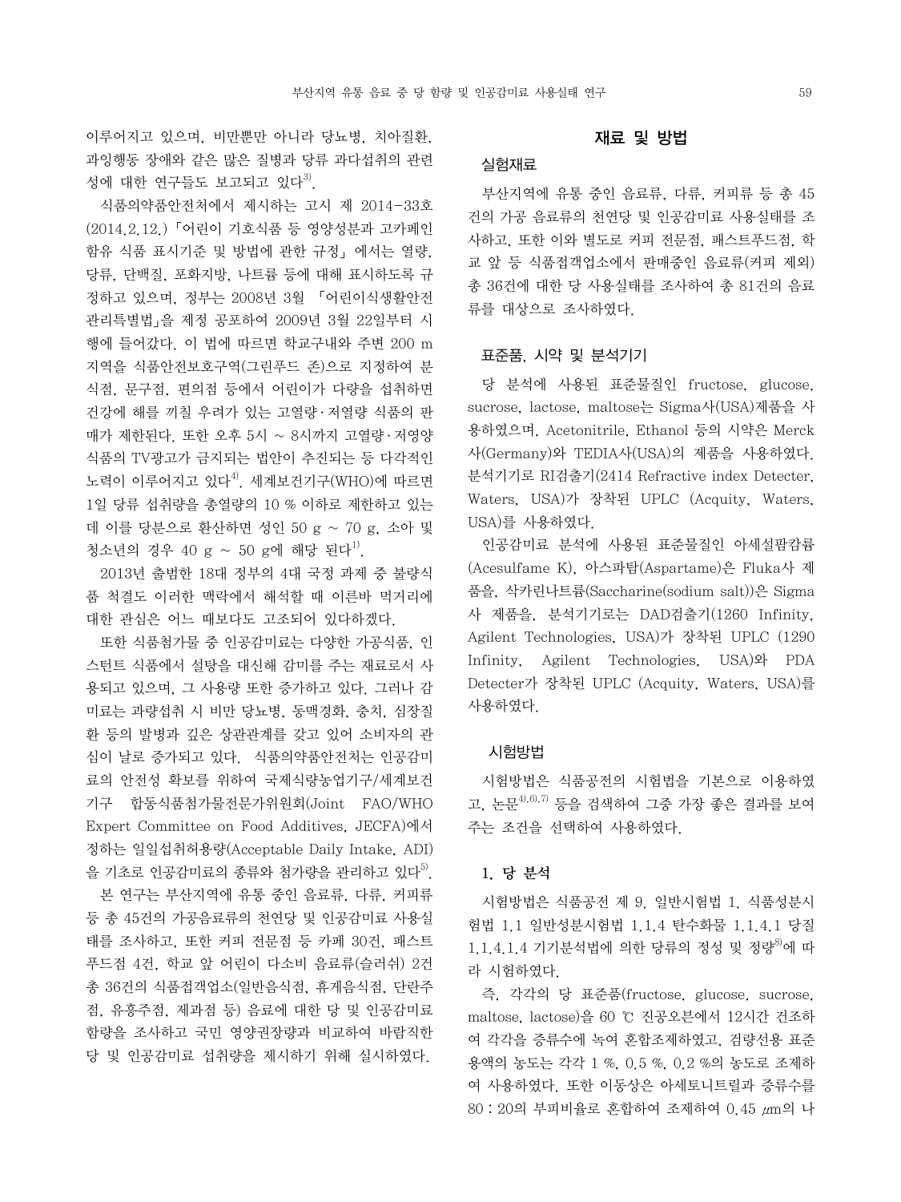이루어지고 있으며, 비만뿐만 아니라 당뇨병, 치아질환, 과잉행동 장애와 같은 많은 질병과 당류 과다섭취의 관련성에 대한 연구들도 보고되고 있다[3].

식품의약품안전처에서 제시하는 고시 제 2014-33호(2014.2.12.)「어린이 기호식품 등 영양성분과 고카페인 함유 식품 표시기준 및 방법에 관한 규정」에서는 열량, 당류, 단백질, 포화지방, 나트륨 등에 대해 표시하도록 규정하고 있으며, 정부는 2008년 3월 「어린이식생활안전관리특별법」을 제정 공포하여 2009년 3월 22일부터 시행에 들어갔다. 이 법에 따르면 학교구내와 주변 200 m 지역을 식품안전보호구역(그린푸드 존)으로 지정하여 분식점, 문구점, 편의점 등에서 어린이가 다량을 섭취하면 건강에 해를 끼칠 우려가 있는 고열량·저열량 식품의 판매가 제한된다. 또한 오후 5시 ~ 8시까지 고열량·저영양 식품의 TV광고가 금지되는 법안이 추진되는 등 다각적인 노력이 이루어지고 있다[4]. 세계보건기구(WHO)에 따르면 1일 당류 섭취량을 총열량의 10 % 이하로 제한하고 있는데 이를 당분으로 환산하면 성인 50 g ~ 70 g, 소아 및 청소년의 경우 40 g ~ 50 g에 해당 된다[1].

2013년 출범한 18대 정부의 4대 국정 과제 중 불량식품 척결도 이러한 맥락에서 해석할 때 이른바 먹거리에 대한 관심은 어느 때보다도 고조되어 있다하겠다.

또한 식품첨가물 중 인공감미료는 다양한 가공식품, 인스턴트 식품에서 설탕을 대신해 감미를 주는 재료로서 사용되고 있으며, 그 사용량 또한 증가하고 있다. 그러나 감미료는 과량섭취 시 비만 당뇨병, 동맥경화, 충치, 심장질환 등의 발병과 깊은 상관관계를 갖고 있어 소비자의 관심이 날로 증가되고 있다. 식품의약품안전처는 인공감미료의 안전성 확보를 위하여 국제식량농업기구/세계보건기구 합동식품첨가물전문가위원회(Joint FAO/WHO Expert Committee on Food Additives, JECFA)에서 정하는 일일섭취허용량(Acceptable Daily Intake, ADI)을 기초로 인공감미료의 종류와 첨가량을 관리하고 있다[5].

본 연구는 부산지역에 유통 중인 음료류, 다류, 커피류 등 총 45건의 가공음료류의 천연당 및 인공감미료 사용실태를 조사하고, 또한 커피 전문점 등 카페 30건, 패스트푸드점 4건, 학교 앞 어린이 다소비 음료류(슬러쉬) 2건 총 36건의 식품접객업소(일반음식점, 휴게음식점, 단란주점, 유흥주점, 제과점 등) 음료에 대한 당 및 인공감미료 함량을 조사하고 국민 영양권장량과 비교하여 바람직한 당 및 인공감미료 섭취량을 제시하기 위해 실시하였다.

## 재료 및 방법

### 실험재료

부산지역에 유통 중인 음료류, 다류, 커피류 등 총 45건의 가공 음료류의 천연당 및 인공감미료 사용실태를 조사하고, 또한 이와 별도로 커피 전문점, 패스트푸드점, 학교 앞 등 식품접객업소에서 판매중인 음료류(커피 제외) 총 36건에 대한 당 사용실태를 조사하여 총 81건의 음료류를 대상으로 조사하였다.

### 표준품, 시약 및 분석기기

당 분석에 사용된 표준물질인 fructose, glucose, sucrose, lactose, maltose는 Sigma사(USA)제품을 사용하였으며, Acetonitrile, Ethanol 등의 시약은 Merck사(Germany)와 TEDIA사(USA)의 제품을 사용하였다. 분석기기로 RI검출기(2414 Refractive index Detecter, Waters, USA)가 장착된 UPLC (Acquity, Waters, USA)를 사용하였다.

인공감미료 분석에 사용된 표준물질인 아세설팜칼륨(Acesulfame K), 아스파탐(Aspartame)은 Fluka사 제품을, 삭카린나트륨(Saccharine(sodium salt))은 Sigma사 제품을, 분석기기로는 DAD검출기(1260 Infinity, Agilent Technologies, USA)가 장착된 UPLC (1290 Infinity, Agilent Technologies, USA)와 PDA Detecter가 장착된 UPLC (Acquity, Waters, USA)를 사용하였다.

### 시험방법

시험방법은 식품공전의 시험법을 기본으로 이용하였고, 논문[4),6),7)] 등을 검색하여 그중 가장 좋은 결과를 보여주는 조건을 선택하여 사용하였다.

#### 1. 당 분석

시험방법은 식품공전 제 9. 일반시험법 1. 식품성분시험법 1.1 일반성분시험법 1.1.4 탄수화물 1.1.4.1 당질 1.1.4.1.4 기기분석법에 의한 당류의 정성 및 정량[8]에 따라 시험하였다.

즉, 각각의 당 표준품(fructose, glucose, sucrose, maltose, lactose)을 60 ℃ 진공오븐에서 12시간 건조하여 각각을 증류수에 녹여 혼합조제하였고, 검량선용 표준용액의 농도는 각각 1 %, 0.5 %, 0.2 %의 농도로 조제하여 사용하였다. 또한 이동상은 아세토니트릴과 증류수를 80 : 20의 부피비율로 혼합하여 조제하여 0.45 ㎛의 나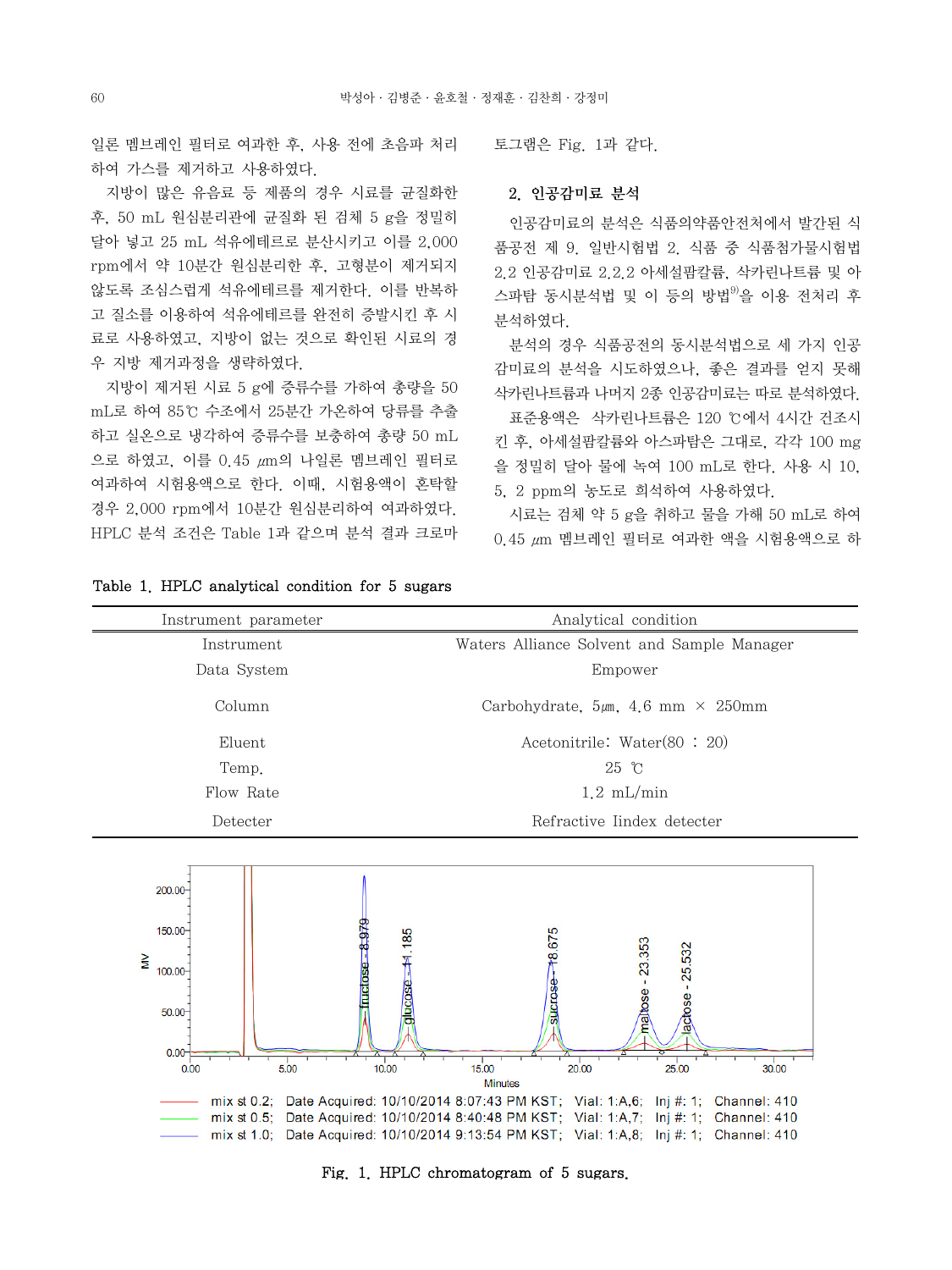일론 멤브레인 필터로 여과한 후, 사용 전에 초음파 처리하여 가스를 제거하고 사용하였다.

지방이 많은 유음료 등 제품의 경우 시료를 균질화한 후, 50 mL 원심분리관에 균질화 된 검체 5 g을 정밀히 달아 넣고 25 mL 석유에테르로 분산시키고 이를 2,000 rpm에서 약 10분간 원심분리한 후, 고형분이 제거되지 않도록 조심스럽게 석유에테르를 제거한다. 이를 반복하고 질소를 이용하여 석유에테르를 완전히 증발시킨 후 시료로 사용하였고, 지방이 없는 것으로 확인된 시료의 경우 지방 제거과정을 생략하였다.

지방이 제거된 시료 5 g에 증류수를 가하여 총량을 50 mL로 하여 85℃ 수조에서 25분간 가온하여 당류를 추출하고 실온으로 냉각하여 증류수를 보충하여 총량 50 mL으로 하였고, 이를 0.45 ㎛의 나일론 멤브레인 필터로 여과하여 시험용액으로 한다. 이때, 시험용액이 혼탁할 경우 2,000 rpm에서 10분간 원심분리하여 여과하였다. HPLC 분석 조건은 Table 1과 같으며 분석 결과 크로마토그램은 Fig. 1과 같다.

## 2. 인공감미료 분석

인공감미료의 분석은 식품의약품안전처에서 발간된 식품공전 제 9. 일반시험법 2. 식품 중 식품첨가물시험법 2.2 인공감미료 2.2.2 아세설팜칼륨, 삭카린나트륨 및 아스파탐 동시분석법 및 이 등의 방법[9]을 이용 전처리 후 분석하였다.

분석의 경우 식품공전의 동시분석법으로 세 가지 인공감미료의 분석을 시도하였으나, 좋은 결과를 얻지 못해 삭카린나트륨과 나머지 2종 인공감미료는 따로 분석하였다.

표준용액은 삭카린나트륨은 120 ℃에서 4시간 건조시킨 후, 아세설팜칼륨와 아스파탐은 그대로, 각각 100 mg을 정밀히 달아 물에 녹여 100 mL로 한다. 사용 시 10, 5, 2 ppm의 농도로 희석하여 사용하였다.

시료는 검체 약 5 g을 취하고 물을 가해 50 mL로 하여 0.45 ㎛ 멤브레인 필터로 여과한 액을 시험용액으로 하

Table 1. HPLC analytical condition for 5 sugars

| Instrument parameter | Analytical condition |
|---|---|
| Instrument | Waters Alliance Solvent and Sample Manager |
| Data System | Empower |
| Column | Carbohydrate, 5㎛, 4.6 mm × 250mm |
| Eluent | Acetonitrile: Water(80 : 20) |
| Temp. | 25 ℃ |
| Flow Rate | 1.2 mL/min |
| Detecter | Refractive Iindex detecter |

Fig. 1. HPLC chromatogram of 5 sugars.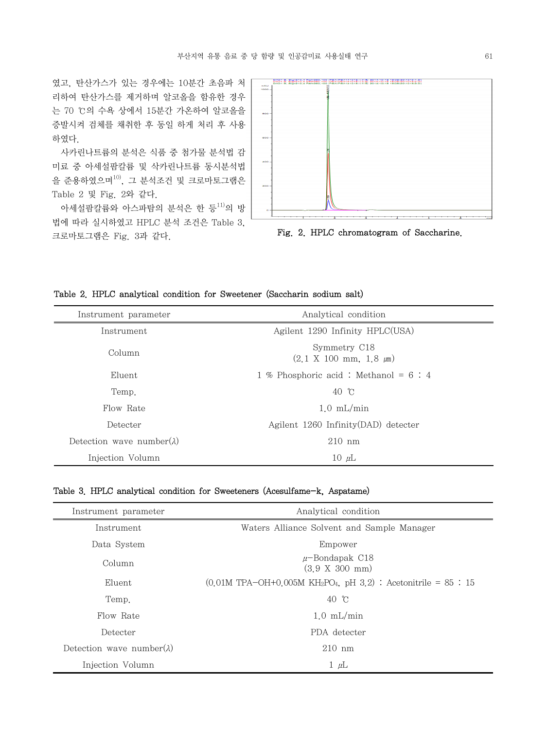였고, 탄산가스가 있는 경우에는 10분간 초음파 처리하여 탄산가스를 제거하며 알코올을 함유한 경우는 70 ℃의 수욕 상에서 15분간 가온하여 알코올을 증발시켜 검체를 채취한 후 동일 하게 처리 후 사용하였다.

사카린나트륨의 분석은 식품 중 첨가물 분석법 감미료 중 아세설팜칼륨 및 삭카린나트륨 동시분석법을 준용하였으며[10], 그 분석조건 및 크로마토그램은 Table 2 및 Fig. 2와 같다.

아세설팜칼륨와 아스파탐의 분석은 한 등[11]의 방법에 따라 실시하였고 HPLC 분석 조건은 Table 3, 크로마토그램은 Fig. 3과 같다.

**Fig. 2. HPLC chromatogram of Saccharine.**

**Table 2. HPLC analytical condition for Sweetener (Saccharin sodium salt)**

| Instrument parameter | Analytical condition |
|---|---|
| Instrument | Agilent 1290 Infinity HPLC(USA) |
| Column | Symmetry C18 (2.1 X 100 mm, 1.8 ㎛) |
| Eluent | 1 % Phosphoric acid : Methanol = 6 : 4 |
| Temp. | 40 ℃ |
| Flow Rate | 1.0 mL/min |
| Detecter | Agilent 1260 Infinity(DAD) detecter |
| Detection wave number(λ) | 210 nm |
| Injection Volumn | 10 μL |

**Table 3. HPLC analytical condition for Sweeteners (Acesulfame-k, Aspatame)**

| Instrument parameter | Analytical condition |
|---|---|
| Instrument | Waters Alliance Solvent and Sample Manager |
| Data System | Empower |
| Column | μ-Bondapak C18 (3.9 X 300 mm) |
| Eluent | (0.01M TPA-OH+0.005M $KH_2PO_4$, pH 3.2) : Acetonitrile = 85 : 15 |
| Temp. | 40 ℃ |
| Flow Rate | 1.0 mL/min |
| Detecter | PDA detecter |
| Detection wave number(λ) | 210 nm |
| Injection Volumn | 1 μL |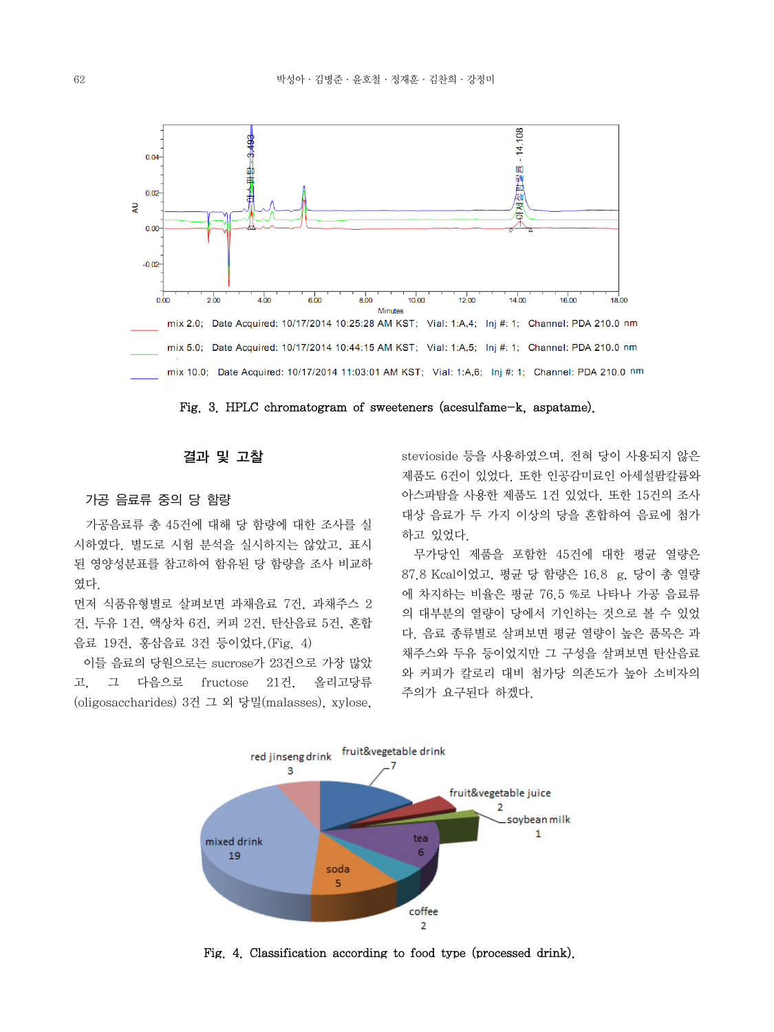Fig. 3. HPLC chromatogram of sweeteners (acesulfame-k, aspatame).

## 결과 및 고찰

### 가공 음료류 중의 당 함량

가공음료류 총 45건에 대해 당 함량에 대한 조사를 실시하였다. 별도로 시험 분석을 실시하지는 않았고, 표시된 영양성분표를 참고하여 함유된 당 함량을 조사 비교하였다.

먼저 식품유형별로 살펴보면 과채음료 7건, 과채주스 2건, 두유 1건, 액상차 6건, 커피 2건, 탄산음료 5건, 혼합음료 19건, 홍삼음료 3건 등이었다.(Fig. 4)

이들 음료의 당원으로는 sucrose가 23건으로 가장 많았고, 그 다음으로 fructose 21건, 올리고당류(oligosaccharides) 3건 그 외 당밀(malasses), xylose, stevioside 등을 사용하였으며, 전혀 당이 사용되지 않은 제품도 6건이 있었다. 또한 인공감미료인 아세설팜칼륨와 아스파탐을 사용한 제품도 1건 있었다. 또한 15건의 조사대상 음료가 두 가지 이상의 당을 혼합하여 음료에 첨가하고 있었다.

무가당인 제품을 포함한 45건에 대한 평균 열량은 87.8 Kcal이었고, 평균 당 함량은 16.8 g, 당이 총 열량에 차지하는 비율은 평균 76.5 %로 나타나 가공 음료류의 대부분의 열량이 당에서 기인하는 것으로 볼 수 있었다. 음료 종류별로 살펴보면 평균 열량이 높은 품목은 과채주스와 두유 등이었지만 그 구성을 살펴보면 탄산음료와 커피가 칼로리 대비 첨가당 의존도가 높아 소비자의 주의가 요구된다 하겠다.

Fig. 4. Classification according to food type (processed drink).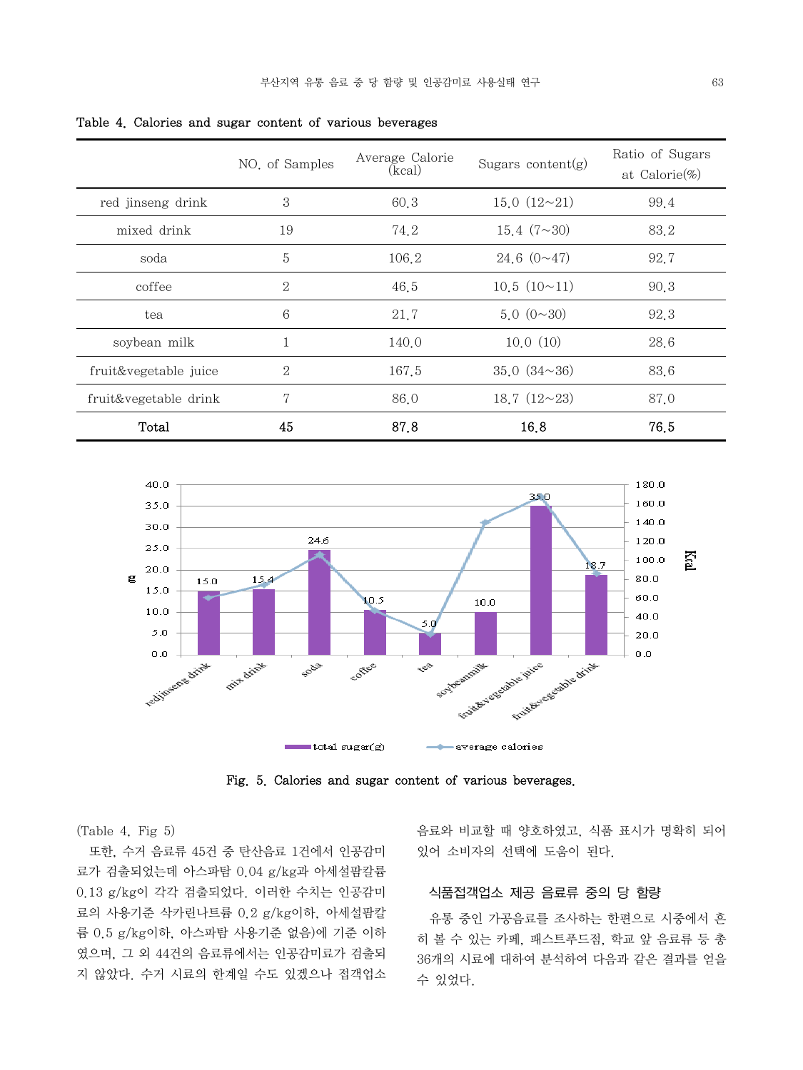Table 4. Calories and sugar content of various beverages

| | NO. of Samples | Average Calorie (kcal) | Sugars content(g) | Ratio of Sugars at Calorie(%) |
|---|---|---|---|---|
| red jinseng drink | 3 | 60.3 | 15.0 (12~21) | 99.4 |
| mixed drink | 19 | 74.2 | 15.4 (7~30) | 83.2 |
| soda | 5 | 106.2 | 24.6 (0~47) | 92.7 |
| coffee | 2 | 46.5 | 10.5 (10~11) | 90.3 |
| tea | 6 | 21.7 | 5.0 (0~30) | 92.3 |
| soybean milk | 1 | 140.0 | 10.0 (10) | 28.6 |
| fruit&vegetable juice | 2 | 167.5 | 35.0 (34~36) | 83.6 |
| fruit&vegetable drink | 7 | 86.0 | 18.7 (12~23) | 87.0 |
| **Total** | **45** | **87.8** | **16.8** | **76.5** |

Fig. 5. Calories and sugar content of various beverages.

(Table 4, Fig 5)

또한, 수거 음료류 45건 중 탄산음료 1건에서 인공감미료가 검출되었는데 아스파탐 0.04 g/kg과 아세설팜칼륨 0.13 g/kg이 각각 검출되었다. 이러한 수치는 인공감미료의 사용기준 삭카린나트륨 0.2 g/kg이하, 아세설팜칼륨 0.5 g/kg이하, 아스파탐 사용기준 없음)에 기준 이하였으며, 그 외 44건의 음료류에서는 인공감미료가 검출되지 않았다. 수거 시료의 한계일 수도 있겠으나 접객업소 음료와 비교할 때 양호하였고, 식품 표시가 명확히 되어 있어 소비자의 선택에 도움이 된다.

### 식품접객업소 제공 음료류 중의 당 함량

유통 중인 가공음료를 조사하는 한편으로 시중에서 흔히 볼 수 있는 카페, 패스트푸드점, 학교 앞 음료류 등 총 36개의 시료에 대하여 분석하여 다음과 같은 결과를 얻을 수 있었다.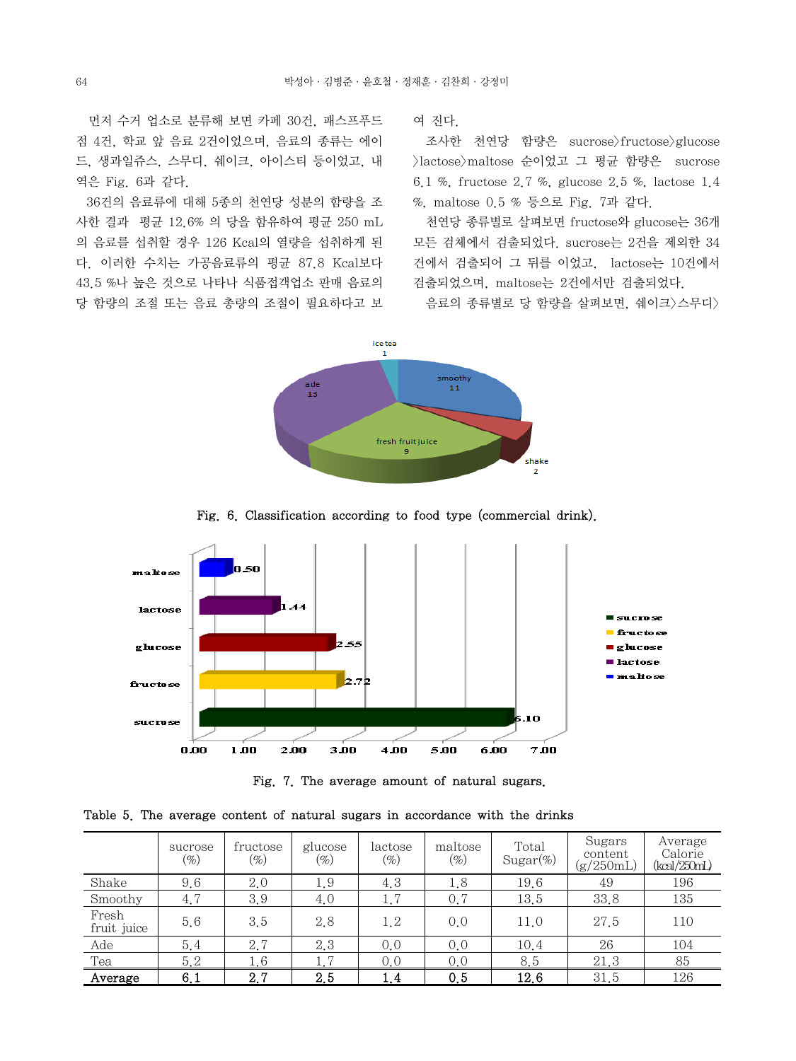먼저 수거 업소로 분류해 보면 카페 30건, 패스프푸드점 4건, 학교 앞 음료 2건이었으며, 음료의 종류는 에이드, 생과일쥬스, 스무디, 쉐이크, 아이스티 등이었고, 내역은 Fig. 6과 같다.

36건의 음료류에 대해 5종의 천연당 성분의 함량을 조사한 결과 평균 12.6% 의 당을 함유하여 평균 250 mL의 음료를 섭취할 경우 126 Kcal의 열량을 섭취하게 된다. 이러한 수치는 가공음료류의 평균 87.8 Kcal보다 43.5 %나 높은 것으로 나타나 식품접객업소 판매 음료의 당 함량의 조절 또는 음료 총량의 조절이 필요하다고 보여 진다.

조사한 천연당 함량은 sucrose〉fructose〉glucose〉lactose〉maltose 순이었고 그 평균 함량은 sucrose 6.1 %, fructose 2.7 %, glucose 2.5 %, lactose 1.4 %, maltose 0.5 % 등으로 Fig. 7과 같다.

천연당 종류별로 살펴보면 fructose와 glucose는 36개 모든 검체에서 검출되었다. sucrose는 2건을 제외한 34건에서 검출되어 그 뒤를 이었고, lactose는 10건에서 검출되었으며, maltose는 2건에서만 검출되었다.

음료의 종류별로 당 함량을 살펴보면, 쉐이크〉스무디〉

Fig. 6. Classification according to food type (commercial drink).

Fig. 7. The average amount of natural sugars.

Table 5. The average content of natural sugars in accordance with the drinks

| | sucrose (%) | fructose (%) | glucose (%) | lactose (%) | maltose (%) | Total Sugar(%) | Sugars content (g/250mL) | Average Calorie (kcal/250mL) |
|---|---|---|---|---|---|---|---|---|
| Shake | 9.6 | 2.0 | 1.9 | 4.3 | 1.8 | 19.6 | 49 | 196 |
| Smoothy | 4.7 | 3.9 | 4.0 | 1.7 | 0.7 | 13.5 | 33.8 | 135 |
| Fresh fruit juice | 5.6 | 3.5 | 2.8 | 1.2 | 0.0 | 11.0 | 27.5 | 110 |
| Ade | 5.4 | 2.7 | 2.3 | 0.0 | 0.0 | 10.4 | 26 | 104 |
| Tea | 5.2 | 1.6 | 1.7 | 0.0 | 0.0 | 8.5 | 21.3 | 85 |
| Average | 6.1 | 2.7 | 2.5 | 1.4 | 0.5 | 12.6 | 31.5 | 126 |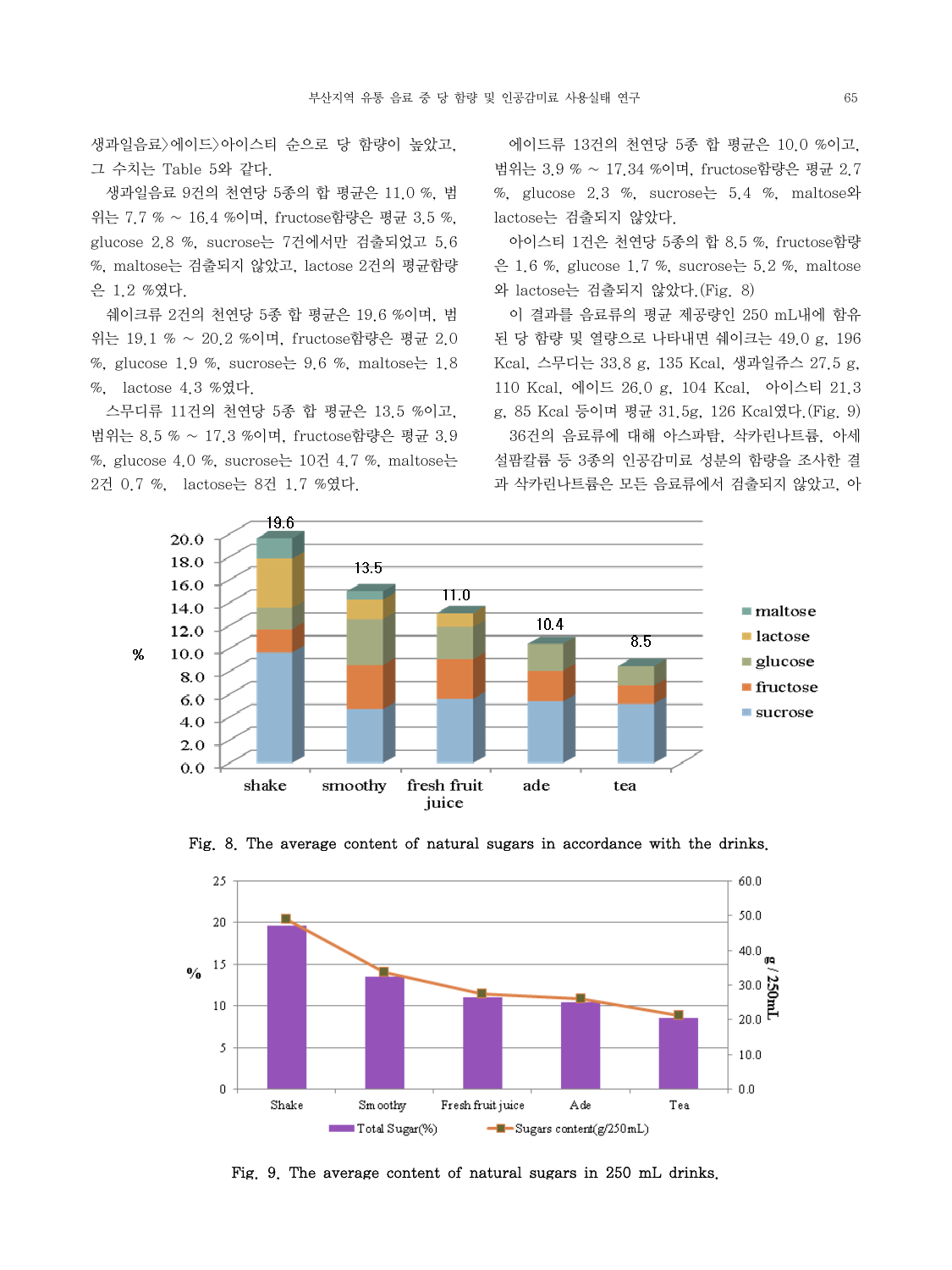생과일음료>에이드>아이스티 순으로 당 함량이 높았고, 그 수치는 Table 5와 같다.

생과일음료 9건의 천연당 5종의 합 평균은 11.0 %, 범위는 7.7 % ~ 16.4 %이며, fructose함량은 평균 3.5 %, glucose 2.8 %, sucrose는 7건에서만 검출되었고 5.6 %, maltose는 검출되지 않았고, lactose 2건의 평균함량은 1.2 %였다.

쉐이크류 2건의 천연당 5종 합 평균은 19.6 %이며, 범위는 19.1 % ~ 20.2 %이며, fructose함량은 평균 2.0 %, glucose 1.9 %, sucrose는 9.6 %, maltose는 1.8 %, lactose 4.3 %였다.

스무디류 11건의 천연당 5종 합 평균은 13.5 %이고, 범위는 8.5 % ~ 17.3 %이며, fructose함량은 평균 3.9 %, glucose 4.0 %, sucrose는 10건 4.7 %, maltose는 2건 0.7 %, lactose는 8건 1.7 %였다.

에이드류 13건의 천연당 5종 합 평균은 10.0 %이고, 범위는 3.9 % ~ 17.34 %이며, fructose함량은 평균 2.7 %, glucose 2.3 %, sucrose는 5.4 %, maltose와 lactose는 검출되지 않았다.

아이스티 1건은 천연당 5종의 합 8.5 %, fructose함량은 1.6 %, glucose 1.7 %, sucrose는 5.2 %, maltose와 lactose는 검출되지 않았다.(Fig. 8)

이 결과를 음료류의 평균 제공량인 250 mL내에 함유된 당 함량 및 열량으로 나타내면 쉐이크는 49.0 g, 196 Kcal, 스무디는 33.8 g, 135 Kcal, 생과일쥬스 27.5 g, 110 Kcal, 에이드 26.0 g, 104 Kcal, 아이스티 21.3 g, 85 Kcal 등이며 평균 31.5g, 126 Kcal였다.(Fig. 9)

36건의 음료류에 대해 아스파탐, 삭카린나트륨, 아세설팜칼륨 등 3종의 인공감미료 성분의 함량을 조사한 결과 삭카린나트륨은 모든 음료류에서 검출되지 않았고, 아

Fig. 8. The average content of natural sugars in accordance with the drinks.

Fig. 9. The average content of natural sugars in 250 mL drinks.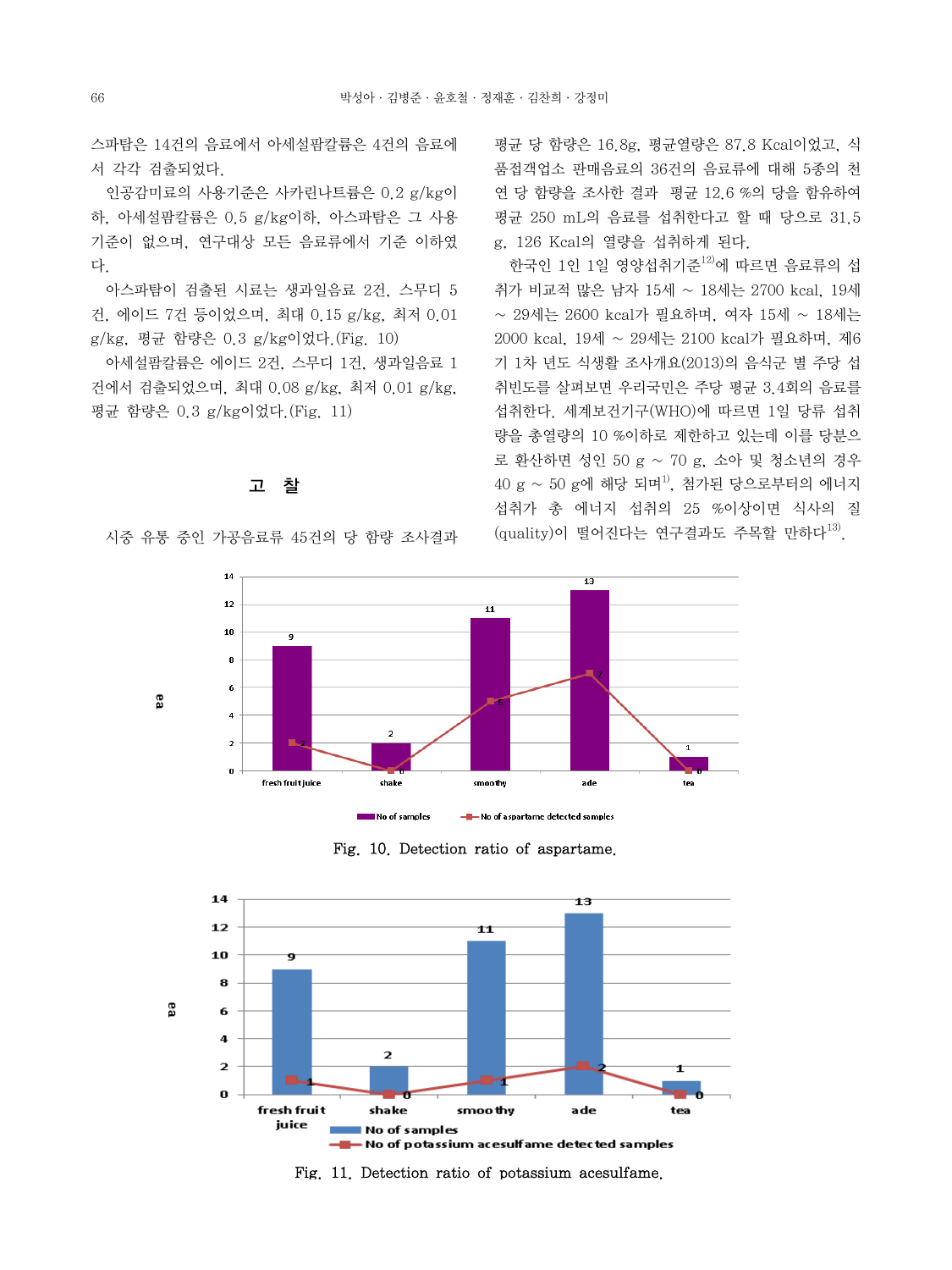스파탐은 14건의 음료에서 아세설팜칼륨은 4건의 음료에서 각각 검출되었다.

인공감미료의 사용기준은 사카린나트륨은 0.2 g/kg이하, 아세설팜칼륨은 0.5 g/kg이하, 아스파탐은 그 사용기준이 없으며, 연구대상 모든 음료류에서 기준 이하였다.

아스파탐이 검출된 시료는 생과일음료 2건, 스무디 5건, 에이드 7건 등이었으며, 최대 0.15 g/kg, 최저 0.01 g/kg, 평균 함량은 0.3 g/kg이었다.(Fig. 10)

아세설팜칼륨은 에이드 2건, 스무디 1건, 생과일음료 1건에서 검출되었으며, 최대 0.08 g/kg, 최저 0.01 g/kg, 평균 함량은 0.3 g/kg이었다.(Fig. 11)

## 고 찰

시중 유통 중인 가공음료류 45건의 당 함량 조사결과 평균 당 함량은 16.8g, 평균열량은 87.8 Kcal이었고, 식품접객업소 판매음료의 36건의 음료류에 대해 5종의 천연 당 함량을 조사한 결과 평균 12.6 %의 당을 함유하여 평균 250 mL의 음료를 섭취한다고 할 때 당으로 31.5 g, 126 Kcal의 열량을 섭취하게 된다.

한국인 1인 1일 영양섭취기준[12]에 따르면 음료류의 섭취가 비교적 많은 남자 15세 ~ 18세는 2700 kcal, 19세 ~ 29세는 2600 kcal가 필요하며, 여자 15세 ~ 18세는 2000 kcal, 19세 ~ 29세는 2100 kcal가 필요하며, 제6기 1차 년도 식생활 조사개요(2013)의 음식군 별 주당 섭취빈도를 살펴보면 우리국민은 주당 평균 3.4회의 음료를 섭취한다. 세계보건기구(WHO)에 따르면 1일 당류 섭취량을 총열량의 10 %이하로 제한하고 있는데 이를 당분으로 환산하면 성인 50 g ~ 70 g, 소아 및 청소년의 경우 40 g ~ 50 g에 해당 되며[1], 첨가된 당으로부터의 에너지 섭취가 총 에너지 섭취의 25 %이상이면 식사의 질(quality)이 떨어진다는 연구결과도 주목할 만하다[13].

Fig. 10. Detection ratio of aspartame.

Fig. 11. Detection ratio of potassium acesulfame.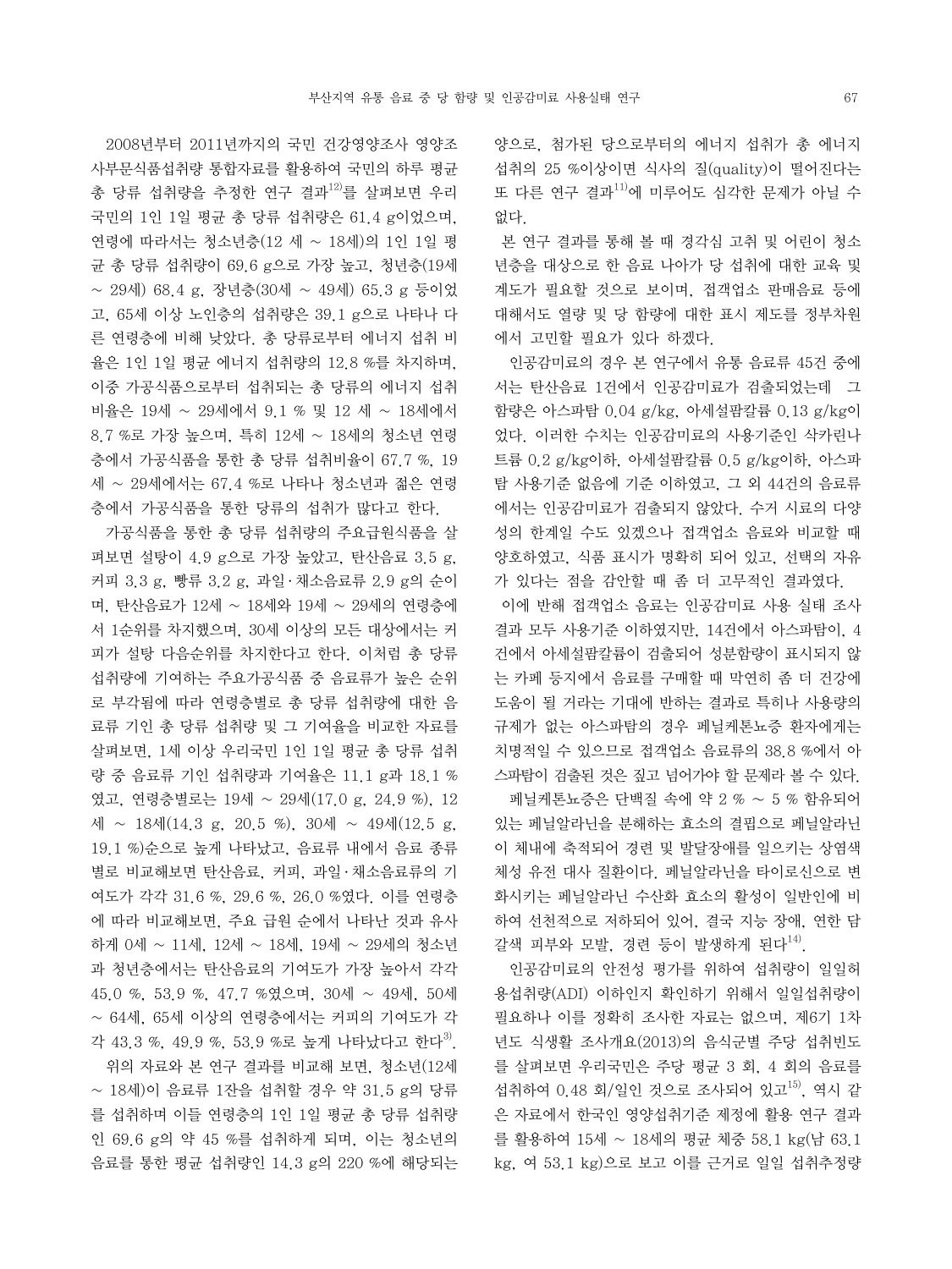2008년부터 2011년까지의 국민 건강영양조사 영양조사부문식품섭취량 통합자료를 활용하여 국민의 하루 평균 총 당류 섭취량을 추정한 연구 결과[12]를 살펴보면 우리 국민의 1인 1일 평균 총 당류 섭취량은 61.4 g이었으며, 연령에 따라서는 청소년층(12 세 ~ 18세)의 1인 1일 평균 총 당류 섭취량이 69.6 g으로 가장 높고, 청년층(19세 ~ 29세) 68.4 g, 장년층(30세 ~ 49세) 65.3 g 등이었고, 65세 이상 노인층의 섭취량은 39.1 g으로 나타나 다른 연령층에 비해 낮았다. 총 당류로부터 에너지 섭취 비율은 1인 1일 평균 에너지 섭취량의 12.8 %를 차지하며, 이중 가공식품으로부터 섭취되는 총 당류의 에너지 섭취비율은 19세 ~ 29세에서 9.1 % 및 12 세 ~ 18세에서 8.7 %로 가장 높으며, 특히 12세 ~ 18세의 청소년 연령층에서 가공식품을 통한 총 당류 섭취비율이 67.7 %, 19세 ~ 29세에서는 67.4 %로 나타나 청소년과 젊은 연령층에서 가공식품을 통한 당류의 섭취가 많다고 한다.

가공식품을 통한 총 당류 섭취량의 주요급원식품을 살펴보면 설탕이 4.9 g으로 가장 높았고, 탄산음료 3.5 g, 커피 3.3 g, 빵류 3.2 g, 과일·채소음료류 2.9 g의 순이며, 탄산음료가 12세 ~ 18세와 19세 ~ 29세의 연령층에서 1순위를 차지했으며, 30세 이상의 모든 대상에서는 커피가 설탕 다음순위를 차지한다고 한다. 이처럼 총 당류 섭취량에 기여하는 주요가공식품 중 음료류가 높은 순위로 부각됨에 따라 연령층별로 총 당류 섭취량에 대한 음료류 기인 총 당류 섭취량 및 그 기여율을 비교한 자료를 살펴보면, 1세 이상 우리국민 1인 1일 평균 총 당류 섭취량 중 음료류 기인 섭취량과 기여율은 11.1 g과 18.1 %였고, 연령층별로는 19세 ~ 29세(17.0 g, 24.9 %), 12세 ~ 18세(14.3 g, 20.5 %), 30세 ~ 49세(12.5 g, 19.1 %)순으로 높게 나타났고, 음료류 내에서 음료 종류별로 비교해보면 탄산음료, 커피, 과일·채소음료류의 기여도가 각각 31.6 %, 29.6 %, 26.0 %였다. 이를 연령층에 따라 비교해보면, 주요 급원 순에서 나타난 것과 유사하게 0세 ~ 11세, 12세 ~ 18세, 19세 ~ 29세의 청소년과 청년층에서는 탄산음료의 기여도가 가장 높아서 각각 45.0 %, 53.9 %, 47.7 %였으며, 30세 ~ 49세, 50세 ~ 64세, 65세 이상의 연령층에서는 커피의 기여도가 각각 43.3 %, 49.9 %, 53.9 %로 높게 나타났다고 한다[3].

위의 자료와 본 연구 결과를 비교해 보면, 청소년(12세 ~ 18세)이 음료류 1잔을 섭취할 경우 약 31.5 g의 당류를 섭취하며 이들 연령층의 1인 1일 평균 총 당류 섭취량인 69.6 g의 약 45 %를 섭취하게 되며, 이는 청소년의 음료를 통한 평균 섭취량인 14.3 g의 220 %에 해당되는 양으로, 첨가된 당으로부터의 에너지 섭취가 총 에너지 섭취의 25 %이상이면 식사의 질(quality)이 떨어진다는 또 다른 연구 결과[11]에 미루어도 심각한 문제가 아닐 수 없다.

본 연구 결과를 통해 볼 때 경각심 고취 및 어린이 청소년층을 대상으로 한 음료 나아가 당 섭취에 대한 교육 및 계도가 필요할 것으로 보이며, 접객업소 판매음료 등에 대해서도 열량 및 당 함량에 대한 표시 제도를 정부차원에서 고민할 필요가 있다 하겠다.

인공감미료의 경우 본 연구에서 유통 음료류 45건 중에서는 탄산음료 1건에서 인공감미료가 검출되었는데 그 함량은 아스파탐 0.04 g/kg, 아세설팜칼륨 0.13 g/kg이었다. 이러한 수치는 인공감미료의 사용기준인 삭카린나트륨 0.2 g/kg이하, 아세설팜칼륨 0.5 g/kg이하, 아스파탐 사용기준 없음에 기준 이하였고, 그 외 44건의 음료류에서는 인공감미료가 검출되지 않았다. 수거 시료의 다양성의 한계일 수도 있겠으나 접객업소 음료와 비교할 때 양호하였고, 식품 표시가 명확히 되어 있고, 선택의 자유가 있다는 점을 감안할 때 좀 더 고무적인 결과였다.

이에 반해 접객업소 음료는 인공감미료 사용 실태 조사 결과 모두 사용기준 이하였지만, 14건에서 아스파탐이, 4건에서 아세설팜칼륨이 검출되어 성분함량이 표시되지 않는 카페 등지에서 음료를 구매할 때 막연히 좀 더 건강에 도움이 될 거라는 기대에 반하는 결과로 특히나 사용량의 규제가 없는 아스파탐의 경우 페닐케톤뇨증 환자에게는 치명적일 수 있으므로 접객업소 음료류의 38.8 %에서 아스파탐이 검출된 것은 짚고 넘어가야 할 문제라 볼 수 있다.

페닐케톤뇨증은 단백질 속에 약 2 % ~ 5 % 함유되어 있는 페닐알라닌을 분해하는 효소의 결핍으로 페닐알라닌이 체내에 축적되어 경련 및 발달장애를 일으키는 상염색체성 유전 대사 질환이다. 페닐알라닌을 타이로신으로 변화시키는 페닐알라닌 수산화 효소의 활성이 일반인에 비하여 선천적으로 저하되어 있어, 결국 지능 장애, 연한 담갈색 피부와 모발, 경련 등이 발생하게 된다[14].

인공감미료의 안전성 평가를 위하여 섭취량이 일일허용섭취량(ADI) 이하인지 확인하기 위해서 일일섭취량이 필요하나 이를 정확히 조사한 자료는 없으며, 제6기 1차년도 식생활 조사개요(2013)의 음식군별 주당 섭취빈도를 살펴보면 우리국민은 주당 평균 3 회, 4 회의 음료를 섭취하여 0.48 회/일인 것으로 조사되어 있고[15], 역시 같은 자료에서 한국인 영양섭취기준 제정에 활용 연구 결과를 활용하여 15세 ~ 18세의 평균 체중 58.1 kg(남 63.1 kg, 여 53.1 kg)으로 보고 이를 근거로 일일 섭취추정량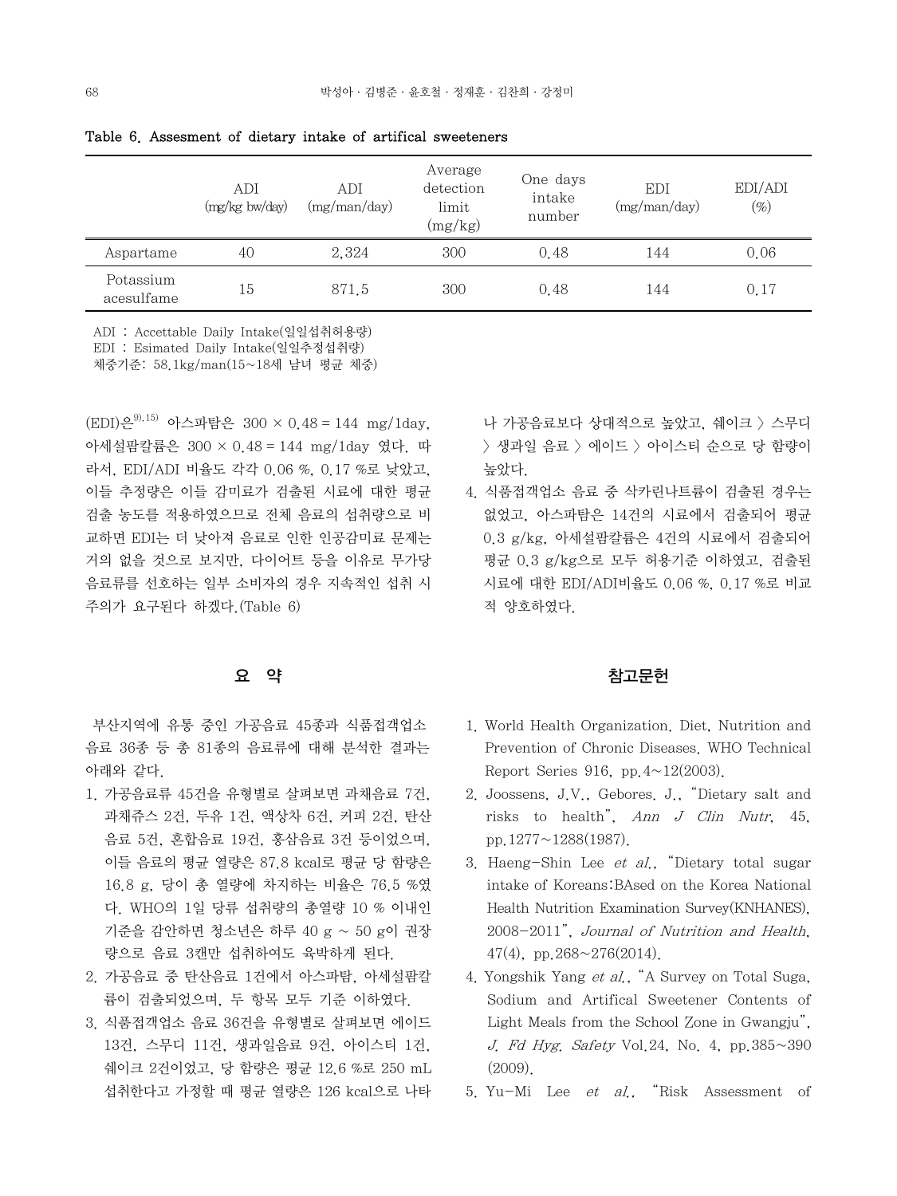Table 6. Assesment of dietary intake of artifical sweeteners

| | ADI (mg/kg bw/day) | ADI (mg/man/day) | Average detection limit (mg/kg) | One days intake number | EDI (mg/man/day) | EDI/ADI (%) |
|---|---|---|---|---|---|---|
| Aspartame | 40 | 2,324 | 300 | 0.48 | 144 | 0.06 |
| Potassium acesulfame | 15 | 871.5 | 300 | 0.48 | 144 | 0.17 |

ADI : Accettable Daily Intake(일일섭취허용량)
EDI : Esimated Daily Intake(일일추정섭취량)
체중기준: 58.1kg/man(15~18세 남녀 평균 체중)

(EDI)은[9),15)] 아스파탐은 300 × 0.48 = 144 mg/1day, 아세설팜칼륨은 300 × 0.48 = 144 mg/1day 였다. 따라서, EDI/ADI 비율도 각각 0.06 %, 0.17 %로 낮았고, 이들 추정량은 이들 감미료가 검출된 시료에 대한 평균 검출 농도를 적용하였으므로 전체 음료의 섭취량으로 비교하면 EDI는 더 낮아져 음료로 인한 인공감미료 문제는 거의 없을 것으로 보지만, 다이어트 등을 이유로 무가당 음료류를 선호하는 일부 소비자의 경우 지속적인 섭취 시 주의가 요구된다 하겠다.(Table 6)

## 요 약

부산지역에 유통 중인 가공음료 45종과 식품접객업소 음료 36종 등 총 81종의 음료류에 대해 분석한 결과는 아래와 같다.

1. 가공음료류 45건을 유형별로 살펴보면 과채음료 7건, 과채쥬스 2건, 두유 1건, 액상차 6건, 커피 2건, 탄산음료 5건, 혼합음료 19건, 홍삼음료 3건 등이었으며, 이들 음료의 평균 열량은 87.8 kcal로 평균 당 함량은 16.8 g, 당이 총 열량에 차지하는 비율은 76.5 %였다. WHO의 1일 당류 섭취량의 총열량 10 % 이내인 기준을 감안하면 청소년은 하루 40 g ~ 50 g이 권장량으로 음료 3캔만 섭취하여도 육박하게 된다.
2. 가공음료 중 탄산음료 1건에서 아스파탐, 아세설팜칼륨이 검출되었으며, 두 항목 모두 기준 이하였다.
3. 식품접객업소 음료 36건을 유형별로 살펴보면 에이드 13건, 스무디 11건, 생과일음료 9건, 아이스티 1건, 쉐이크 2건이었고, 당 함량은 평균 12.6 %로 250 mL 섭취한다고 가정할 때 평균 열량은 126 kcal으로 나타나 가공음료보다 상대적으로 높았고, 쉐이크 〉 스무디 〉 생과일 음료 〉 에이드 〉 아이스티 순으로 당 함량이 높았다.
4. 식품접객업소 음료 중 삭카린나트륨이 검출된 경우는 없었고, 아스파탐은 14건의 시료에서 검출되어 평균 0.3 g/kg, 아세설팜칼륨은 4건의 시료에서 검출되어 평균 0.3 g/kg으로 모두 허용기준 이하였고, 검출된 시료에 대한 EDI/ADI비율도 0.06 %, 0.17 %로 비교적 양호하였다.

## 참고문헌

1. World Health Organization. Diet, Nutrition and Prevention of Chronic Diseases. WHO Technical Report Series 916, pp.4~12(2003).
2. Joossens, J.V., Gebores, J., "Dietary salt and risks to health", *Ann J Clin Nutr*, 45, pp.1277~1288(1987).
3. Haeng-Shin Lee *et al.*, "Dietary total sugar intake of Koreans:BAsed on the Korea National Health Nutrition Examination Survey(KNHANES), 2008-2011", *Journal of Nutrition and Health*, 47(4), pp.268~276(2014).
4. Yongshik Yang *et al.*, "A Survey on Total Suga, Sodium and Artifical Sweetener Contents of Light Meals from the School Zone in Gwangju", *J. Fd Hyg. Safety* Vol.24, No. 4, pp.385~390 (2009).
5. Yu-Mi Lee *et al.*, "Risk Assessment of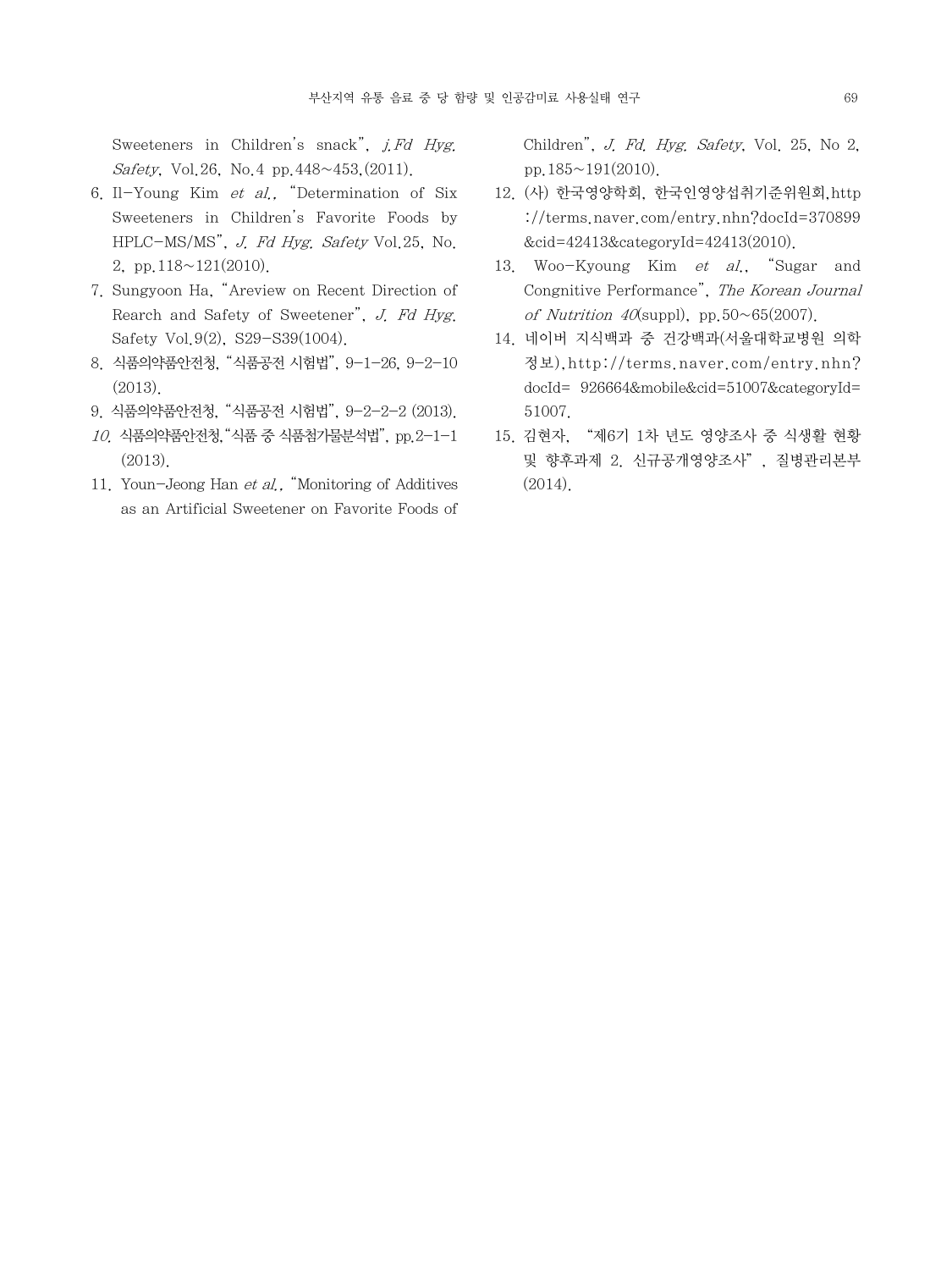Sweeteners in Children's snack", *j.Fd Hyg. Safety*, Vol.26, No.4 pp.448~453,(2011).

6. Il-Young Kim *et al.*, "Determination of Six Sweeteners in Children's Favorite Foods by HPLC-MS/MS", *J. Fd Hyg. Safety* Vol.25, No. 2, pp.118~121(2010).
7. Sungyoon Ha, "Areview on Recent Direction of Rearch and Safety of Sweetener", *J. Fd Hyg.* Safety Vol.9(2), S29-S39(1004).
8. 식품의약품안전청, "식품공전 시험법", 9-1-26, 9-2-10 (2013).
9. 식품의약품안전청, "식품공전 시험법", 9-2-2-2 (2013).
10. 식품의약품안전청,"식품 중 식품첨가물분석법", pp.2-1-1 (2013).
11. Youn-Jeong Han *et al.*, "Monitoring of Additives as an Artificial Sweetener on Favorite Foods of Children", *J. Fd. Hyg. Safety*, Vol. 25, No 2, pp.185~191(2010).
12. (사) 한국영양학회, 한국인영양섭취기준위원회,http://terms.naver.com/entry.nhn?docId=370899&cid=42413&categoryId=42413(2010).
13. Woo-Kyoung Kim *et al.*, "Sugar and Congnitive Performance", *The Korean Journal of Nutrition 40*(suppl), pp.50~65(2007).
14. 네이버 지식백과 중 건강백과(서울대학교병원 의학정보),http://terms.naver.com/entry.nhn?docId= 926664&mobile&cid=51007&categoryId=51007.
15. 김현자, "제6기 1차 년도 영양조사 중 식생활 현황 및 향후과제 2. 신규공개영양조사", 질병관리본부 (2014).